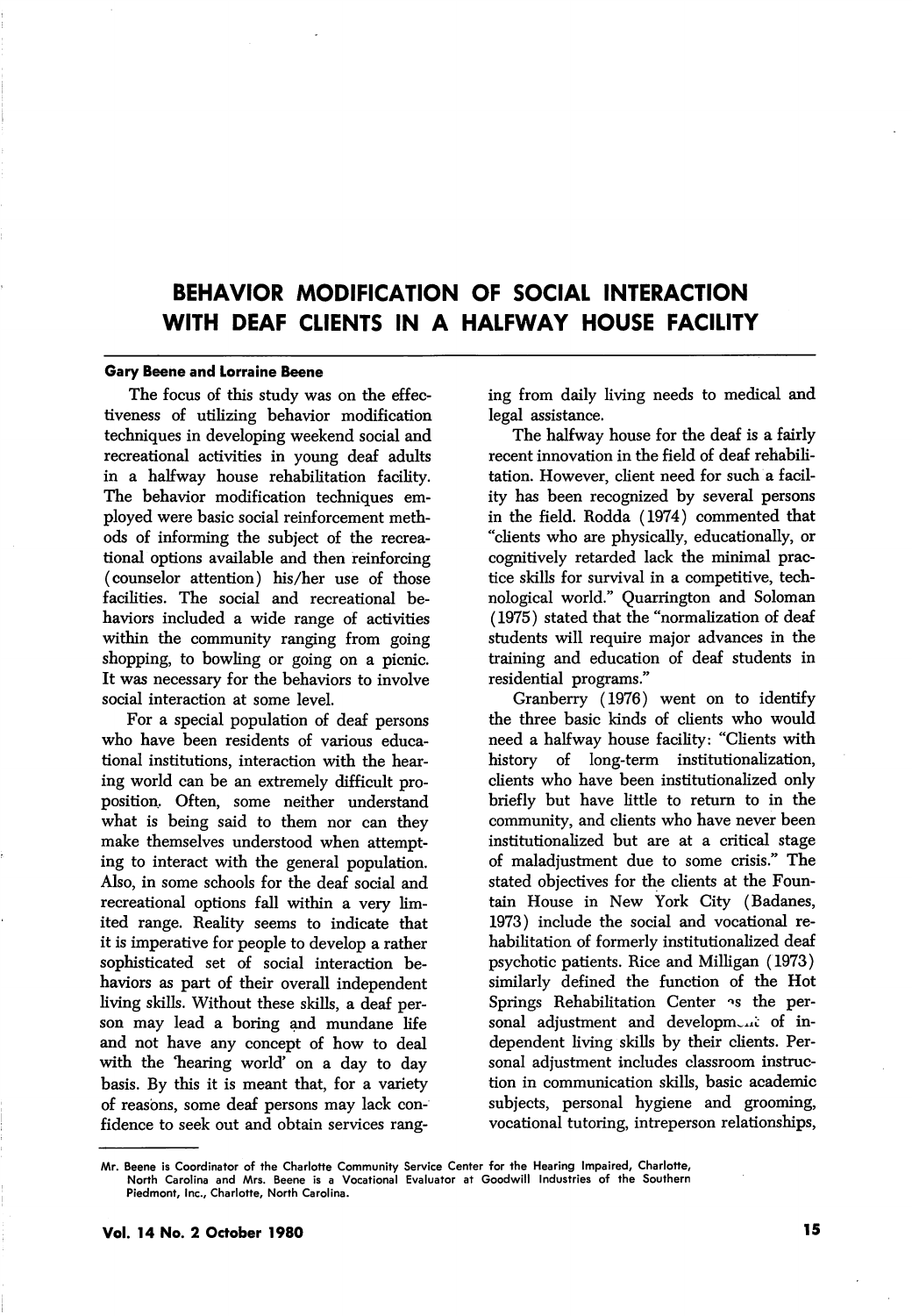# BEHAVIOR MODIFICATION OF SOCIAL INTERACTION WITH DEAF CLIENTS IN A HALFWAY HOUSE FACILITY

**Gary Beene and Lorraine Beene**

The focus of this study was on the effectiveness of utilizing behavior modification techniques in developing weekend social and recreational activities in young deaf adults in a halfway house rehabilitation facility. The behavior modification techniques employed were basic social reinforcement methods of informing the subject of the recreational options available and then reinforcing (counselor attention) his/her use of those facilities. The social and recreational behaviors included a wide range of activities within the community ranging from going shopping, to bowling or going on a picnic. It was necessary for the behaviors to involve social interaction at some level.

For a special population of deaf persons who have been residents of various educational institutions, interaction with the hearing world can be an extremely difficult proposition. Often, some neither understand what is being said to them nor can they make themselves understood when attempting to interact with the general population. Also, in some schools for the deaf social and recreational options fall within a very limited range. Reality seems to indicate that it is imperative for people to develop a rather sophisticated set of social interaction behaviors as part of their overall independent living skills. Without these skills, a deaf person may lead a boring and mundane life and not have any concept of how to deal with the 'hearing world' on a day to day basis. By this it is meant that, for a variety of reasons, some deaf persons may lack confidence to seek out and obtain services ranging from daily living needs to medical and legal assistance.

The halfway house for the deaf is a fairly recent innovation in the field of deaf rehabilitation. However, client need for such a facility has been recognized by several persons in the field. Rodda (1974) commented that "clients who are physically, educationally, or cognitively retarded lack the minimal practice skills for survival in a competitive, technological world." Quarrington and Soloman (1975) stated that the "normalization of deaf students will require major advances in the training and education of deaf students in residential programs."

Granberry (1976) went on to identify the three basic kinds of clients who would need a halfway house facility: "Clients with history of long-term institutionalization, clients who have been institutionalized only briefly but have little to return to in the community, and clients who have never been institutionalized but are at a critical stage of maladjustment due to some crisis." The stated objectives for the clients at the Fountain House in New York City (Badanes, 1973) include the social and vocational rehabilitation of formerly institutionalized deaf psychotic patients. Rice and Milligan (1973) similarly defined the function of the Hot Springs Rehabilitation Center as the personal adjustment and development of independent living skills by their clients. Personal adjustment includes classroom instruction in communication skills, basic academic subjects, personal hygiene and grooming, vocational tutoring, intreperson relationships,

---

Mr. Beene is Coordinator of the Charlotte Community Service Center for the Hearing Impaired, Charlotte, North Carolina and Mrs. Beene is a Vocational Evaluator at Goodwill Industries of the Southern Piedmont, Inc., Charlotte, North Carolina.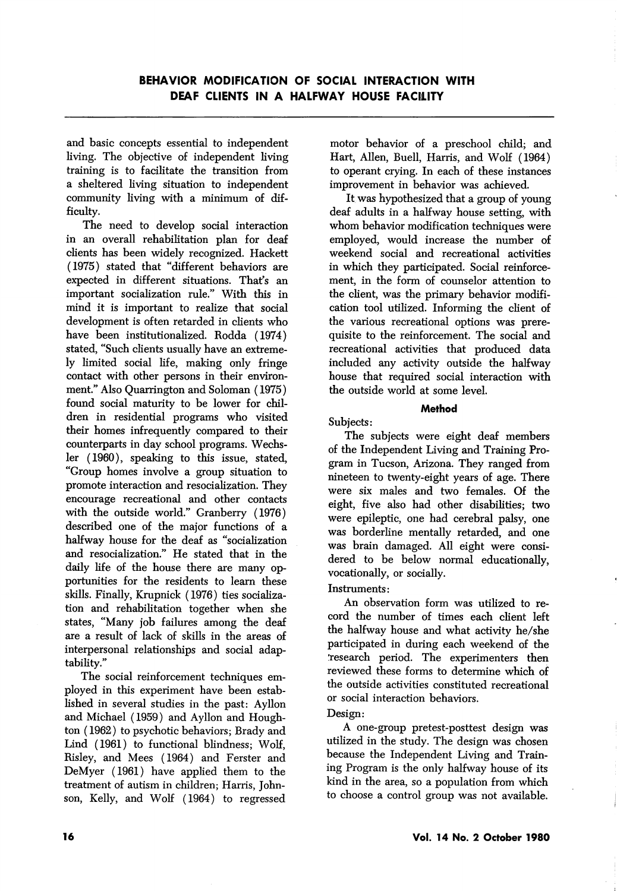and basic concepts essential to independent living. The objective of independent living training is to facilitate the transition from a sheltered living situation to independent community living with a minimum of difficulty.

The need to develop social interaction in an overall rehabilitation plan for deaf clients has been widely recognized. Hackett (1975) stated that "different behaviors are expected in different situations. That's an important socialization rule." With this in mind it is important to realize that social development is often retarded in clients who have been institutionalized. Rodda (1974) stated, "Such clients usually have an extremely limited social life, making only fringe contact with other persons in their environment." Also Quarrington and Soloman (1975) found social maturity to be lower for children in residential programs who visited their homes infrequently compared to their counterparts in day school programs. Wechsler (1960), speaking to this issue, stated, "Group homes involve a group situation to promote interaction and resocialization. They encourage recreational and other contacts with the outside world." Granberry (1976) described one of the major functions of a halfway house for the deaf as "socialization and resocialization." He stated that in the daily life of the house there are many opportunities for the residents to learn these skills. Finally, Krupnick (1976) ties socialization and rehabilitation together when she states, "Many job failures among the deaf are a result of lack of skills in the areas of interpersonal relationships and social adaptability."

The social reinforcement techniques employed in this experiment have been established in several studies in the past: Ayllon and Michael (1959) and Ayllon and Houghton (1962) to psychotic behaviors; Brady and Lind (1961) to functional blindness; Wolf, Risley, and Mees (1964) and Ferster and DeMyer (1961) have applied them to the treatment of autism in children; Harris, Johnson, Kelly, and Wolf (1964) to regressed motor behavior of a preschool child; and Hart, Allen, Buell, Harris, and Wolf (1964) to operant crying. In each of these instances improvement in behavior was achieved.

It was hypothesized that a group of young deaf adults in a halfway house setting, with whom behavior modification techniques were employed, would increase the number of weekend social and recreational activities in which they participated. Social reinforcement, in the form of counselor attention to the client, was the primary behavior modification tool utilized. Informing the client of the various recreational options was prerequisite to the reinforcement. The social and recreational activities that produced data included any activity outside the halfway house that required social interaction with the outside world at some level.

## Method

Subjects:

The subjects were eight deaf members of the Independent Living and Training Program in Tucson, Arizona. They ranged from nineteen to twenty-eight years of age. There were six males and two females. Of the eight, five also had other disabilities; two were epileptic, one had cerebral palsy, one was borderline mentally retarded, and one was brain damaged. All eight were considered to be below normal educationally, vocationally, or socially.

Instruments:

An observation form was utilized to record the number of times each client left the halfway house and what activity he/she participated in during each weekend of the research period. The experimenters then reviewed these forms to determine which of the outside activities constituted recreational or social interaction behaviors.

Design:

A one-group pretest-posttest design was utilized in the study. The design was chosen because the Independent Living and Training Program is the only halfway house of its kind in the area, so a population from which to choose a control group was not available.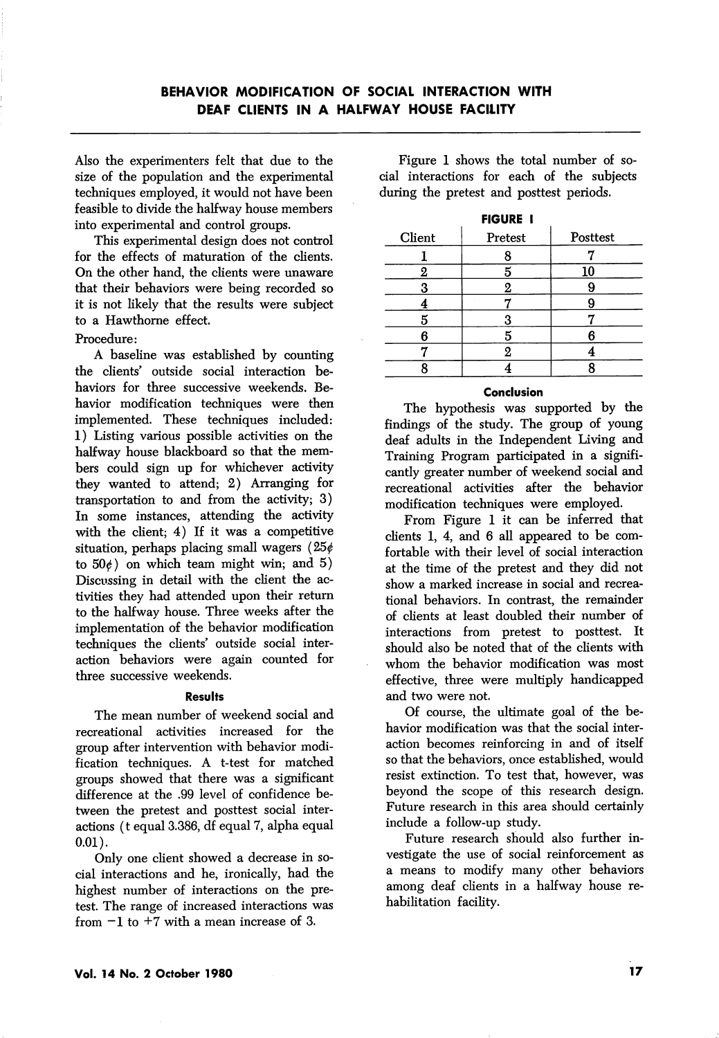Also the experimenters felt that due to the size of the population and the experimental techniques employed, it would not have been feasible to divide the halfway house members into experimental and control groups.

This experimental design does not control for the effects of maturation of the clients. On the other hand, the clients were unaware that their behaviors were being recorded so it is not likely that the results were subject to a Hawthorne effect.

Procedure:

A baseline was established by counting the clients' outside social interaction behaviors for three successive weekends. Behavior modification techniques were then implemented. These techniques included: 1) Listing various possible activities on the halfway house blackboard so that the members could sign up for whichever activity they wanted to attend; 2) Arranging for transportation to and from the activity; 3) In some instances, attending the activity with the client; 4) If it was a competitive situation, perhaps placing small wagers (25¢ to 50¢) on which team might win; and 5) Discussing in detail with the client the activities they had attended upon their return to the halfway house. Three weeks after the implementation of the behavior modification techniques the clients' outside social interaction behaviors were again counted for three successive weekends.

### Results

The mean number of weekend social and recreational activities increased for the group after intervention with behavior modification techniques. A t-test for matched groups showed that there was a significant difference at the .99 level of confidence between the pretest and posttest social interactions (t equal 3.386, df equal 7, alpha equal 0.01).

Only one client showed a decrease in social interactions and he, ironically, had the highest number of interactions on the pretest. The range of increased interactions was from −1 to +7 with a mean increase of 3.

Figure 1 shows the total number of social interactions for each of the subjects during the pretest and posttest periods.

**FIGURE I**

| Client | Pretest | Posttest |
|---|---|---|
| 1 | 8 | 7 |
| 2 | 5 | 10 |
| 3 | 2 | 9 |
| 4 | 7 | 9 |
| 5 | 3 | 7 |
| 6 | 5 | 6 |
| 7 | 2 | 4 |
| 8 | 4 | 8 |

### Conclusion

The hypothesis was supported by the findings of the study. The group of young deaf adults in the Independent Living and Training Program participated in a significantly greater number of weekend social and recreational activities after the behavior modification techniques were employed.

From Figure 1 it can be inferred that clients 1, 4, and 6 all appeared to be comfortable with their level of social interaction at the time of the pretest and they did not show a marked increase in social and recreational behaviors. In contrast, the remainder of clients at least doubled their number of interactions from pretest to posttest. It should also be noted that of the clients with whom the behavior modification was most effective, three were multiply handicapped and two were not.

Of course, the ultimate goal of the behavior modification was that the social interaction becomes reinforcing in and of itself so that the behaviors, once established, would resist extinction. To test that, however, was beyond the scope of this research design. Future research in this area should certainly include a follow-up study.

Future research should also further investigate the use of social reinforcement as a means to modify many other behaviors among deaf clients in a halfway house rehabilitation facility.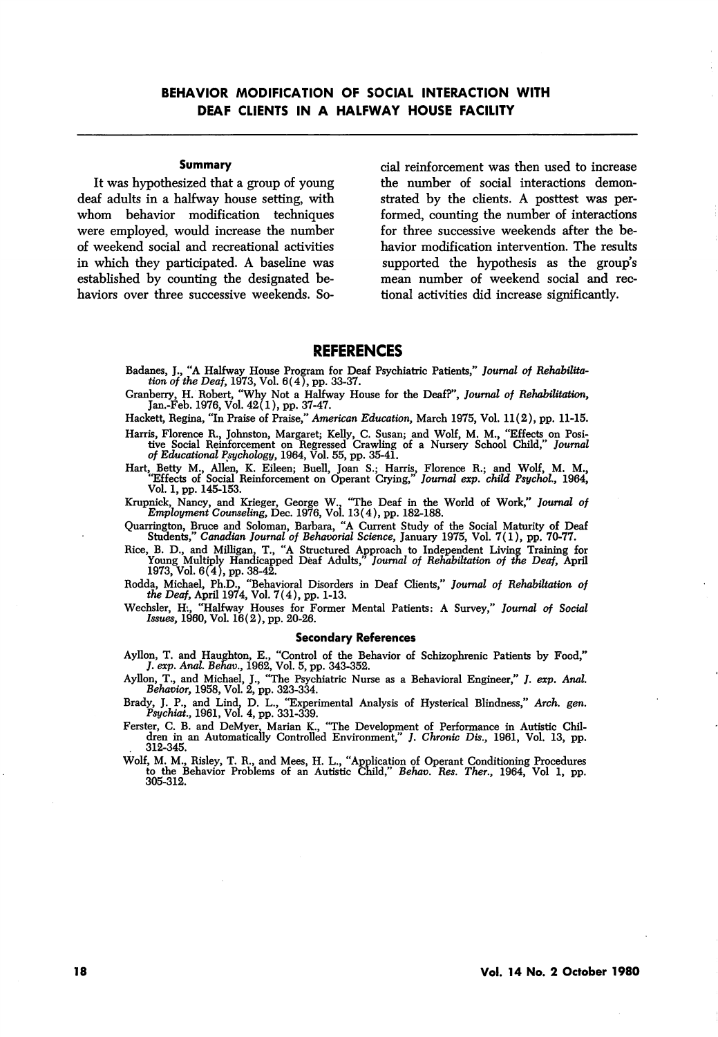## BEHAVIOR MODIFICATION OF SOCIAL INTERACTION WITH DEAF CLIENTS IN A HALFWAY HOUSE FACILITY

### Summary

It was hypothesized that a group of young deaf adults in a halfway house setting, with whom behavior modification techniques were employed, would increase the number of weekend social and recreational activities in which they participated. A baseline was established by counting the designated behaviors over three successive weekends. Social reinforcement was then used to increase the number of social interactions demonstrated by the clients. A posttest was performed, counting the number of interactions for three successive weekends after the behavior modification intervention. The results supported the hypothesis as the group's mean number of weekend social and rectional activities did increase significantly.

## REFERENCES

Badanes, J., "A Halfway House Program for Deaf Psychiatric Patients," *Journal of Rehabilitation of the Deaf*, 1973, Vol. 6(4), pp. 33-37.

Granberry, H. Robert, "Why Not a Halfway House for the Deaf?", *Journal of Rehabilitation*, Jan.-Feb. 1976, Vol. 42(1), pp. 37-47.

Hackett, Regina, "In Praise of Praise," *American Education*, March 1975, Vol. 11(2), pp. 11-15.

Harris, Florence R., Johnston, Margaret; Kelly, C. Susan; and Wolf, M. M., "Effects on Positive Social Reinforcement on Regressed Crawling of a Nursery School Child," *Journal of Educational Psychology*, 1964, Vol. 55, pp. 35-41.

Hart, Betty M., Allen, K. Eileen; Buell, Joan S.; Harris, Florence R.; and Wolf, M. M., "Effects of Social Reinforcement on Operant Crying," *Journal exp. child Psychol.*, 1964, Vol. 1, pp. 145-153.

Krupnick, Nancy, and Krieger, George W., "The Deaf in the World of Work," *Journal of Employment Counseling*, Dec. 1976, Vol. 13(4), pp. 182-188.

Quarrington, Bruce and Soloman, Barbara, "A Current Study of the Social Maturity of Deaf Students," *Canadian Journal of Behavorial Science*, January 1975, Vol. 7(1), pp. 70-77.

Rice, B. D., and Milligan, T., "A Structured Approach to Independent Living Training for Young Multiply Handicapped Deaf Adults," *Journal of Rehabiltation of the Deaf*, April 1973, Vol. 6(4), pp. 38-42.

Rodda, Michael, Ph.D., "Behavioral Disorders in Deaf Clients," *Journal of Rehabiltation of the Deaf*, April 1974, Vol. 7(4), pp. 1-13.

Wechsler, H:, "Halfway Houses for Former Mental Patients: A Survey," *Journal of Social Issues*, 1960, Vol. 16(2), pp. 20-26.

### Secondary References

Ayllon, T. and Haughton, E., "Control of the Behavior of Schizophrenic Patients by Food," *J. exp. Anal. Behav.*, 1962, Vol. 5, pp. 343-352.

Ayllon, T., and Michael, J., "The Psychiatric Nurse as a Behavioral Engineer," *J. exp. Anal. Behavior*, 1958, Vol. 2, pp. 323-334.

Brady, J. P., and Lind, D. L., "Experimental Analysis of Hysterical Blindness," *Arch. gen. Psychiat.*, 1961, Vol. 4, pp. 331-339.

Ferster, C. B. and DeMyer, Marian K., "The Development of Performance in Autistic Children in an Automatically Controlled Environment," *J. Chronic Dis.*, 1961, Vol. 13, pp. 312-345.

Wolf, M. M., Risley, T. R., and Mees, H. L., "Application of Operant Conditioning Procedures to the Behavior Problems of an Autistic Child," *Behav. Res. Ther.*, 1964, Vol 1, pp. 305-312.